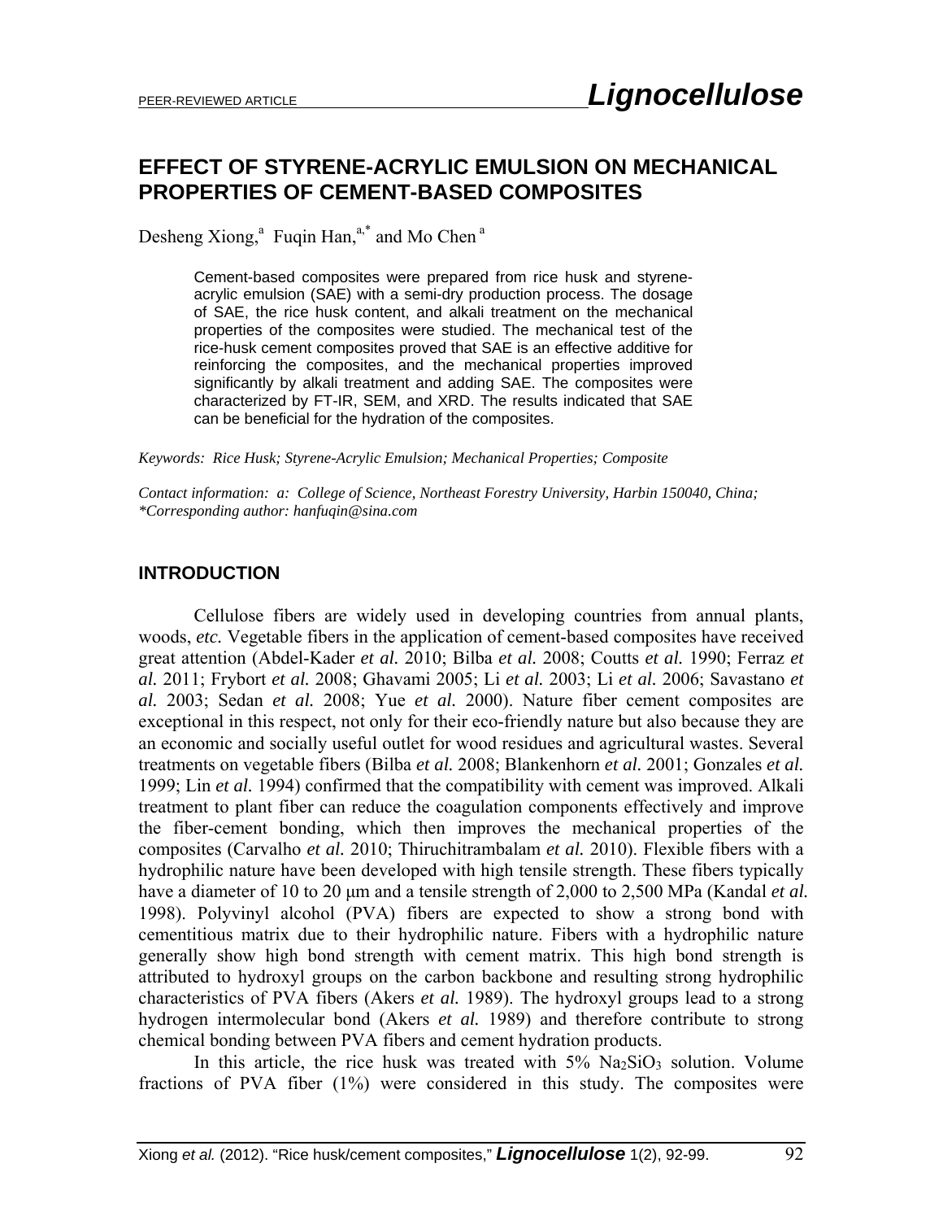# EFFECT OF STYRENE-ACRYLIC EMULSION ON MECHANICAL PROPERTIES OF CEMENT-BASED COMPOSITES

Desheng Xiong,[a] Fuqin Han,[a,*] and Mo Chen [a]

Cement-based composites were prepared from rice husk and styrene-acrylic emulsion (SAE) with a semi-dry production process. The dosage of SAE, the rice husk content, and alkali treatment on the mechanical properties of the composites were studied. The mechanical test of the rice-husk cement composites proved that SAE is an effective additive for reinforcing the composites, and the mechanical properties improved significantly by alkali treatment and adding SAE. The composites were characterized by FT-IR, SEM, and XRD. The results indicated that SAE can be beneficial for the hydration of the composites.

*Keywords: Rice Husk; Styrene-Acrylic Emulsion; Mechanical Properties; Composite*

*Contact information: a: College of Science, Northeast Forestry University, Harbin 150040, China; \*Corresponding author: hanfuqin@sina.com*

## INTRODUCTION

Cellulose fibers are widely used in developing countries from annual plants, woods, *etc.* Vegetable fibers in the application of cement-based composites have received great attention (Abdel-Kader *et al.* 2010; Bilba *et al.* 2008; Coutts *et al.* 1990; Ferraz *et al.* 2011; Frybort *et al.* 2008; Ghavami 2005; Li *et al.* 2003; Li *et al.* 2006; Savastano *et al.* 2003; Sedan *et al.* 2008; Yue *et al.* 2000). Nature fiber cement composites are exceptional in this respect, not only for their eco-friendly nature but also because they are an economic and socially useful outlet for wood residues and agricultural wastes. Several treatments on vegetable fibers (Bilba *et al.* 2008; Blankenhorn *et al.* 2001; Gonzales *et al.* 1999; Lin *et al.* 1994) confirmed that the compatibility with cement was improved. Alkali treatment to plant fiber can reduce the coagulation components effectively and improve the fiber-cement bonding, which then improves the mechanical properties of the composites (Carvalho *et al.* 2010; Thiruchitrambalam *et al.* 2010). Flexible fibers with a hydrophilic nature have been developed with high tensile strength. These fibers typically have a diameter of 10 to 20 μm and a tensile strength of 2,000 to 2,500 MPa (Kandal *et al.* 1998). Polyvinyl alcohol (PVA) fibers are expected to show a strong bond with cementitious matrix due to their hydrophilic nature. Fibers with a hydrophilic nature generally show high bond strength with cement matrix. This high bond strength is attributed to hydroxyl groups on the carbon backbone and resulting strong hydrophilic characteristics of PVA fibers (Akers *et al.* 1989). The hydroxyl groups lead to a strong hydrogen intermolecular bond (Akers *et al.* 1989) and therefore contribute to strong chemical bonding between PVA fibers and cement hydration products.

In this article, the rice husk was treated with 5% $Na_2SiO_3$ solution. Volume fractions of PVA fiber (1%) were considered in this study. The composites were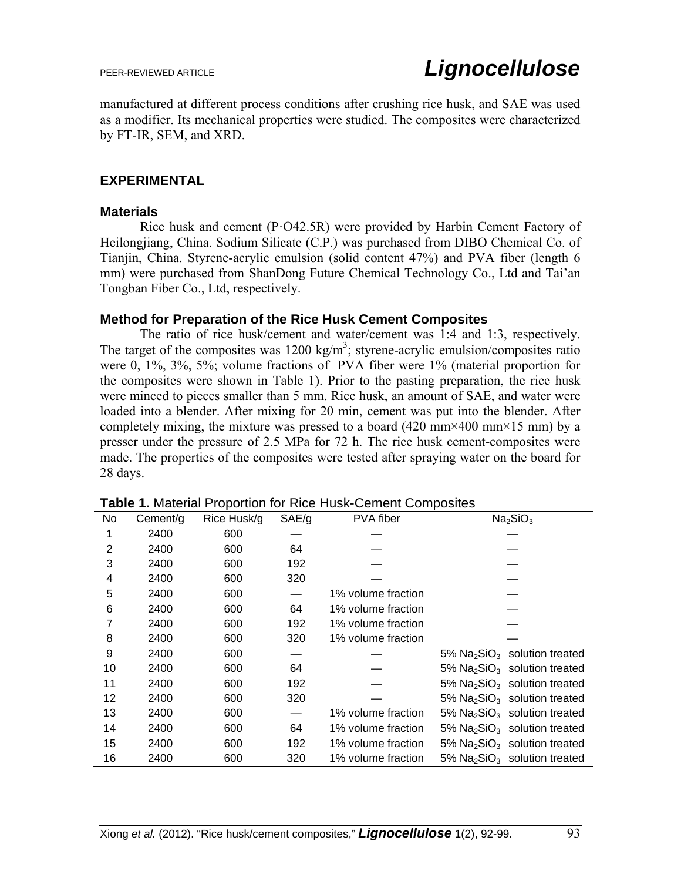manufactured at different process conditions after crushing rice husk, and SAE was used as a modifier. Its mechanical properties were studied. The composites were characterized by FT-IR, SEM, and XRD.

## EXPERIMENTAL

### Materials

Rice husk and cement (P·O42.5R) were provided by Harbin Cement Factory of Heilongjiang, China. Sodium Silicate (C.P.) was purchased from DIBO Chemical Co. of Tianjin, China. Styrene-acrylic emulsion (solid content 47%) and PVA fiber (length 6 mm) were purchased from ShanDong Future Chemical Technology Co., Ltd and Tai'an Tongban Fiber Co., Ltd, respectively.

### Method for Preparation of the Rice Husk Cement Composites

The ratio of rice husk/cement and water/cement was 1:4 and 1:3, respectively. The target of the composites was 1200 kg/m$^3$; styrene-acrylic emulsion/composites ratio were 0, 1%, 3%, 5%; volume fractions of PVA fiber were 1% (material proportion for the composites were shown in Table 1). Prior to the pasting preparation, the rice husk were minced to pieces smaller than 5 mm. Rice husk, an amount of SAE, and water were loaded into a blender. After mixing for 20 min, cement was put into the blender. After completely mixing, the mixture was pressed to a board (420 mm×400 mm×15 mm) by a presser under the pressure of 2.5 MPa for 72 h. The rice husk cement-composites were made. The properties of the composites were tested after spraying water on the board for 28 days.

**Table 1.** Material Proportion for Rice Husk-Cement Composites

| No | Cement/g | Rice Husk/g | SAE/g | PVA fiber | $Na_2SiO_3$ |
|---|---|---|---|---|---|
| 1 | 2400 | 600 | — | — | — |
| 2 | 2400 | 600 | 64 | — | — |
| 3 | 2400 | 600 | 192 | — | — |
| 4 | 2400 | 600 | 320 | — | — |
| 5 | 2400 | 600 | — | 1% volume fraction | — |
| 6 | 2400 | 600 | 64 | 1% volume fraction | — |
| 7 | 2400 | 600 | 192 | 1% volume fraction | — |
| 8 | 2400 | 600 | 320 | 1% volume fraction | — |
| 9 | 2400 | 600 | — | — | 5% $Na_2SiO_3$ solution treated |
| 10 | 2400 | 600 | 64 | — | 5% $Na_2SiO_3$ solution treated |
| 11 | 2400 | 600 | 192 | — | 5% $Na_2SiO_3$ solution treated |
| 12 | 2400 | 600 | 320 | — | 5% $Na_2SiO_3$ solution treated |
| 13 | 2400 | 600 | — | 1% volume fraction | 5% $Na_2SiO_3$ solution treated |
| 14 | 2400 | 600 | 64 | 1% volume fraction | 5% $Na_2SiO_3$ solution treated |
| 15 | 2400 | 600 | 192 | 1% volume fraction | 5% $Na_2SiO_3$ solution treated |
| 16 | 2400 | 600 | 320 | 1% volume fraction | 5% $Na_2SiO_3$ solution treated |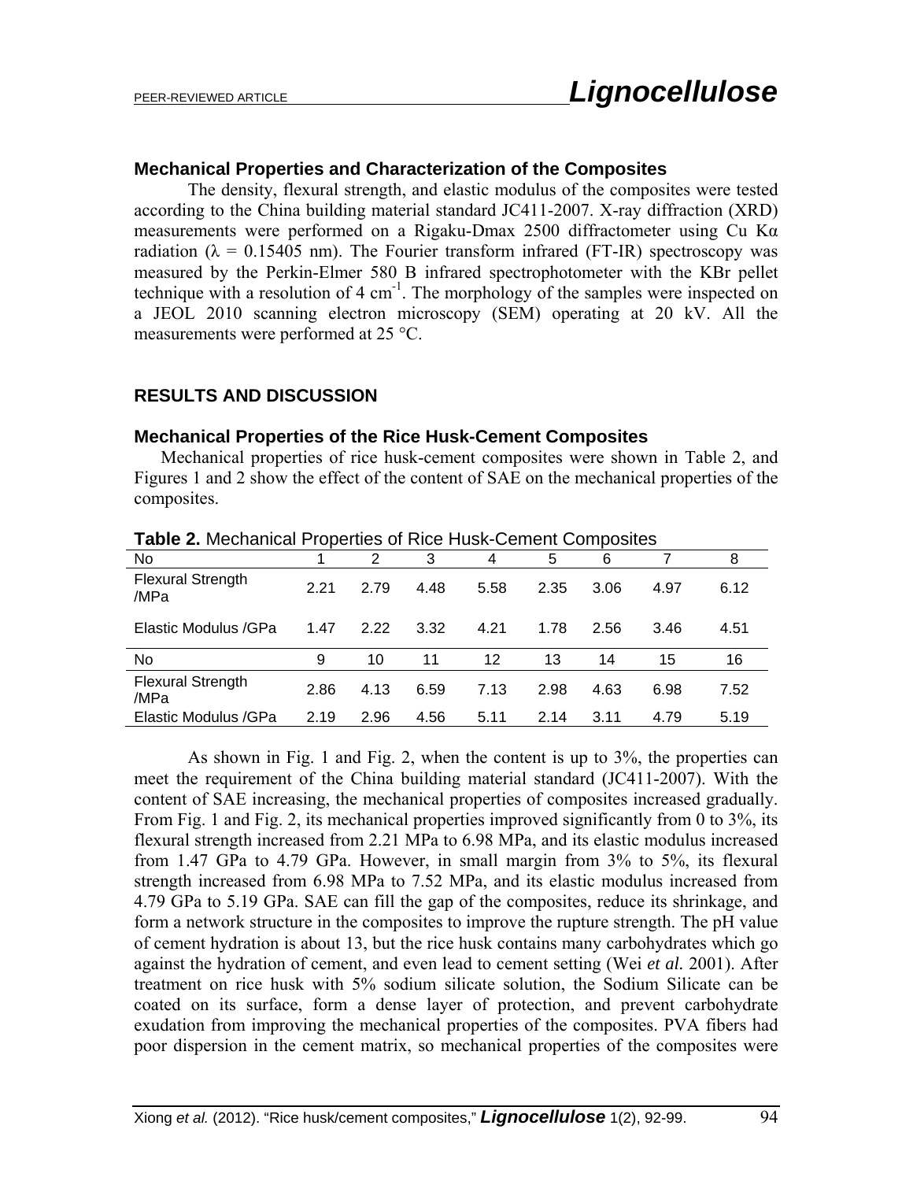### Mechanical Properties and Characterization of the Composites

The density, flexural strength, and elastic modulus of the composites were tested according to the China building material standard JC411-2007. X-ray diffraction (XRD) measurements were performed on a Rigaku-Dmax 2500 diffractometer using Cu Kα radiation (λ = 0.15405 nm). The Fourier transform infrared (FT-IR) spectroscopy was measured by the Perkin-Elmer 580 B infrared spectrophotometer with the KBr pellet technique with a resolution of 4 $cm^{-1}$. The morphology of the samples were inspected on a JEOL 2010 scanning electron microscopy (SEM) operating at 20 kV. All the measurements were performed at 25 °C.

## RESULTS AND DISCUSSION

### Mechanical Properties of the Rice Husk-Cement Composites

Mechanical properties of rice husk-cement composites were shown in Table 2, and Figures 1 and 2 show the effect of the content of SAE on the mechanical properties of the composites.

**Table 2.** Mechanical Properties of Rice Husk-Cement Composites

| No | 1 | 2 | 3 | 4 | 5 | 6 | 7 | 8 |
|---|---|---|---|---|---|---|---|---|
| Flexural Strength /MPa | 2.21 | 2.79 | 4.48 | 5.58 | 2.35 | 3.06 | 4.97 | 6.12 |
| Elastic Modulus /GPa | 1.47 | 2.22 | 3.32 | 4.21 | 1.78 | 2.56 | 3.46 | 4.51 |
| No | 9 | 10 | 11 | 12 | 13 | 14 | 15 | 16 |
| Flexural Strength /MPa | 2.86 | 4.13 | 6.59 | 7.13 | 2.98 | 4.63 | 6.98 | 7.52 |
| Elastic Modulus /GPa | 2.19 | 2.96 | 4.56 | 5.11 | 2.14 | 3.11 | 4.79 | 5.19 |

As shown in Fig. 1 and Fig. 2, when the content is up to 3%, the properties can meet the requirement of the China building material standard (JC411-2007). With the content of SAE increasing, the mechanical properties of composites increased gradually. From Fig. 1 and Fig. 2, its mechanical properties improved significantly from 0 to 3%, its flexural strength increased from 2.21 MPa to 6.98 MPa, and its elastic modulus increased from 1.47 GPa to 4.79 GPa. However, in small margin from 3% to 5%, its flexural strength increased from 6.98 MPa to 7.52 MPa, and its elastic modulus increased from 4.79 GPa to 5.19 GPa. SAE can fill the gap of the composites, reduce its shrinkage, and form a network structure in the composites to improve the rupture strength. The pH value of cement hydration is about 13, but the rice husk contains many carbohydrates which go against the hydration of cement, and even lead to cement setting (Wei *et al.* 2001). After treatment on rice husk with 5% sodium silicate solution, the Sodium Silicate can be coated on its surface, form a dense layer of protection, and prevent carbohydrate exudation from improving the mechanical properties of the composites. PVA fibers had poor dispersion in the cement matrix, so mechanical properties of the composites were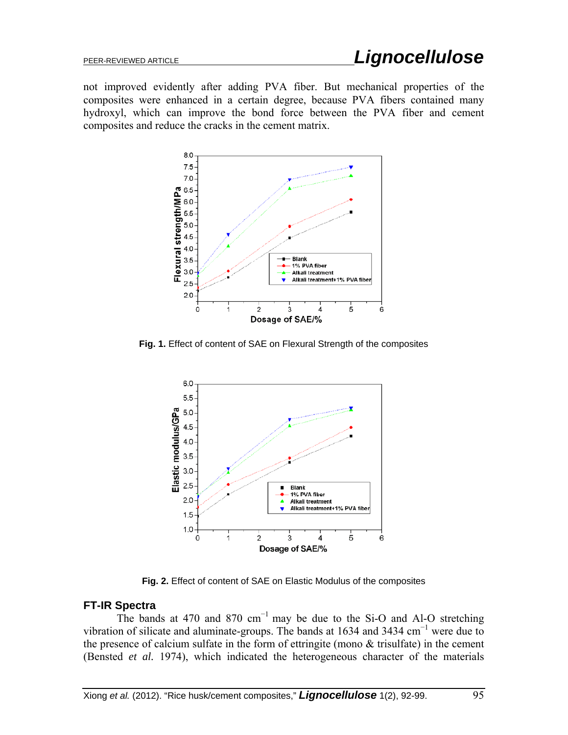not improved evidently after adding PVA fiber. But mechanical properties of the composites were enhanced in a certain degree, because PVA fibers contained many hydroxyl, which can improve the bond force between the PVA fiber and cement composites and reduce the cracks in the cement matrix.

**Fig. 1.** Effect of content of SAE on Flexural Strength of the composites

**Fig. 2.** Effect of content of SAE on Elastic Modulus of the composites

### FT-IR Spectra

The bands at 470 and 870 $cm^{-1}$ may be due to the Si-O and Al-O stretching vibration of silicate and aluminate-groups. The bands at 1634 and 3434 $cm^{-1}$ were due to the presence of calcium sulfate in the form of ettringite (mono & trisulfate) in the cement (Bensted *et al.* 1974), which indicated the heterogeneous character of the materials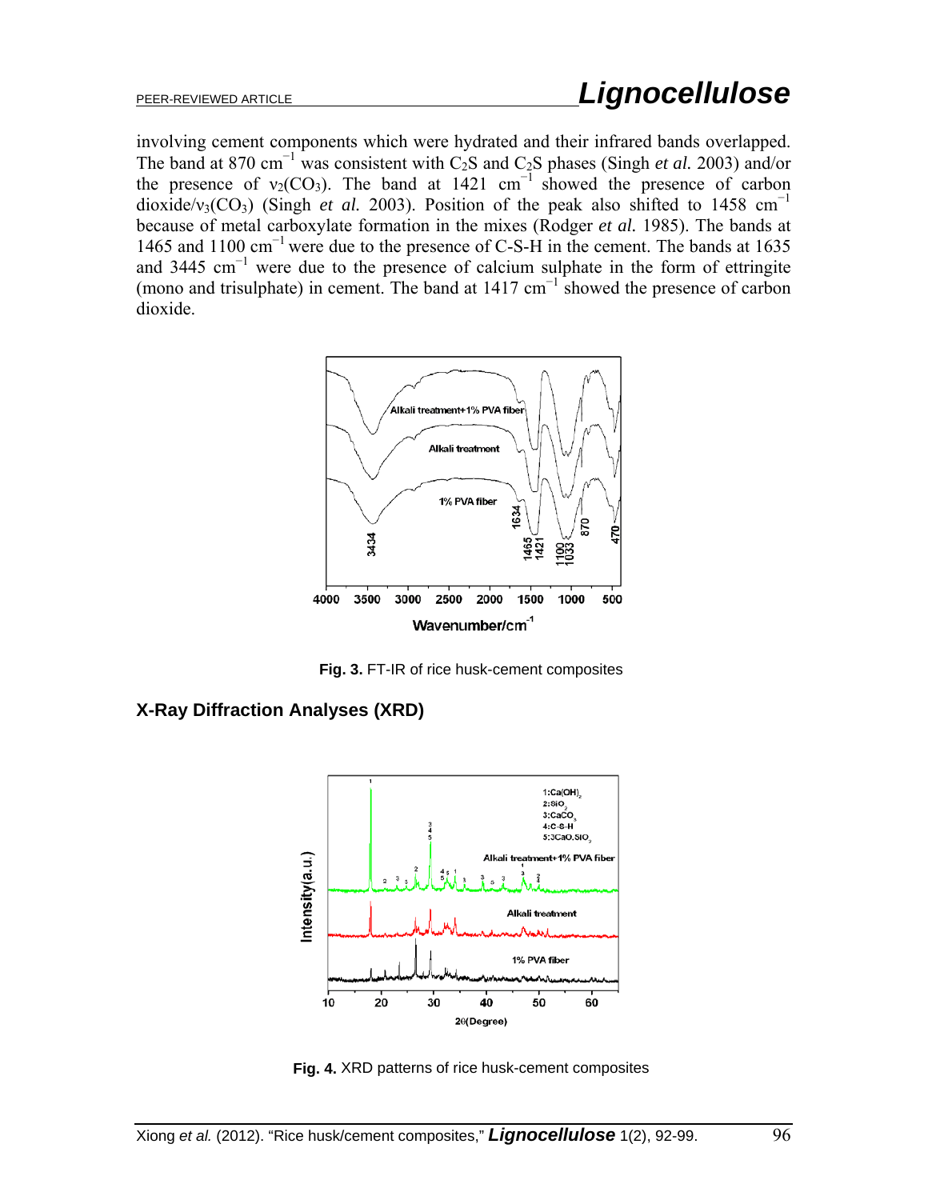involving cement components which were hydrated and their infrared bands overlapped. The band at 870 $cm^{-1}$ was consistent with $C_2S$ and $C_2S$ phases (Singh *et al.* 2003) and/or the presence of $\nu_2(CO_3)$. The band at 1421 $cm^{-1}$ showed the presence of carbon dioxide/$\nu_3(CO_3)$ (Singh *et al.* 2003). Position of the peak also shifted to 1458 $cm^{-1}$ because of metal carboxylate formation in the mixes (Rodger *et al.* 1985). The bands at 1465 and 1100 $cm^{-1}$ were due to the presence of C-S-H in the cement. The bands at 1635 and 3445 $cm^{-1}$ were due to the presence of calcium sulphate in the form of ettringite (mono and trisulphate) in cement. The band at 1417 $cm^{-1}$ showed the presence of carbon dioxide.

**Fig. 3.** FT-IR of rice husk-cement composites

## X-Ray Diffraction Analyses (XRD)

**Fig. 4.** XRD patterns of rice husk-cement composites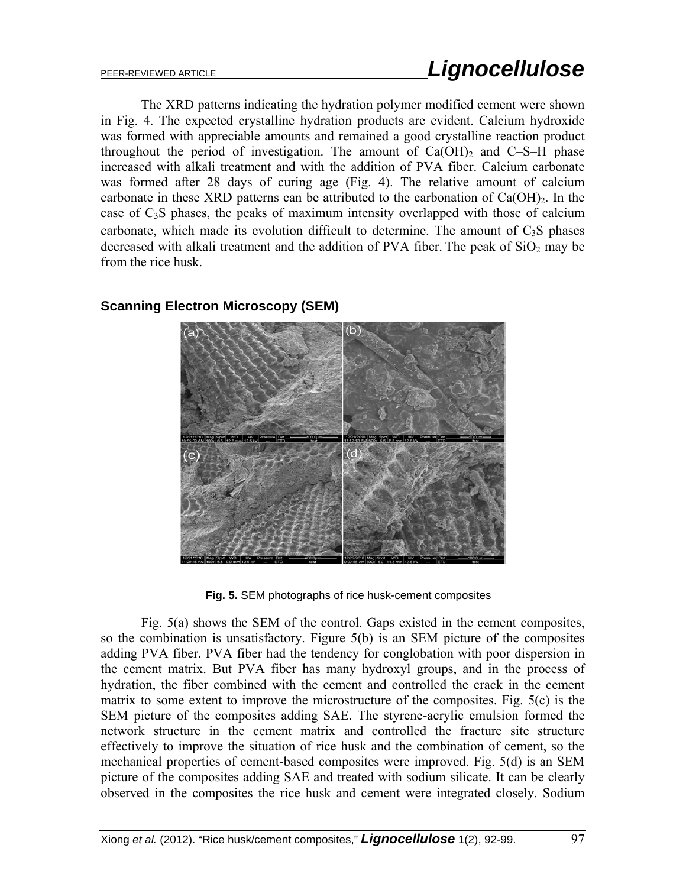The XRD patterns indicating the hydration polymer modified cement were shown in Fig. 4. The expected crystalline hydration products are evident. Calcium hydroxide was formed with appreciable amounts and remained a good crystalline reaction product throughout the period of investigation. The amount of $Ca(OH)_2$ and C–S–H phase increased with alkali treatment and with the addition of PVA fiber. Calcium carbonate was formed after 28 days of curing age (Fig. 4). The relative amount of calcium carbonate in these XRD patterns can be attributed to the carbonation of $Ca(OH)_2$. In the case of $C_3S$ phases, the peaks of maximum intensity overlapped with those of calcium carbonate, which made its evolution difficult to determine. The amount of $C_3S$ phases decreased with alkali treatment and the addition of PVA fiber. The peak of $SiO_2$ may be from the rice husk.

### Scanning Electron Microscopy (SEM)

**Fig. 5.** SEM photographs of rice husk-cement composites

Fig. 5(a) shows the SEM of the control. Gaps existed in the cement composites, so the combination is unsatisfactory. Figure 5(b) is an SEM picture of the composites adding PVA fiber. PVA fiber had the tendency for conglobation with poor dispersion in the cement matrix. But PVA fiber has many hydroxyl groups, and in the process of hydration, the fiber combined with the cement and controlled the crack in the cement matrix to some extent to improve the microstructure of the composites. Fig. 5(c) is the SEM picture of the composites adding SAE. The styrene-acrylic emulsion formed the network structure in the cement matrix and controlled the fracture site structure effectively to improve the situation of rice husk and the combination of cement, so the mechanical properties of cement-based composites were improved. Fig. 5(d) is an SEM picture of the composites adding SAE and treated with sodium silicate. It can be clearly observed in the composites the rice husk and cement were integrated closely. Sodium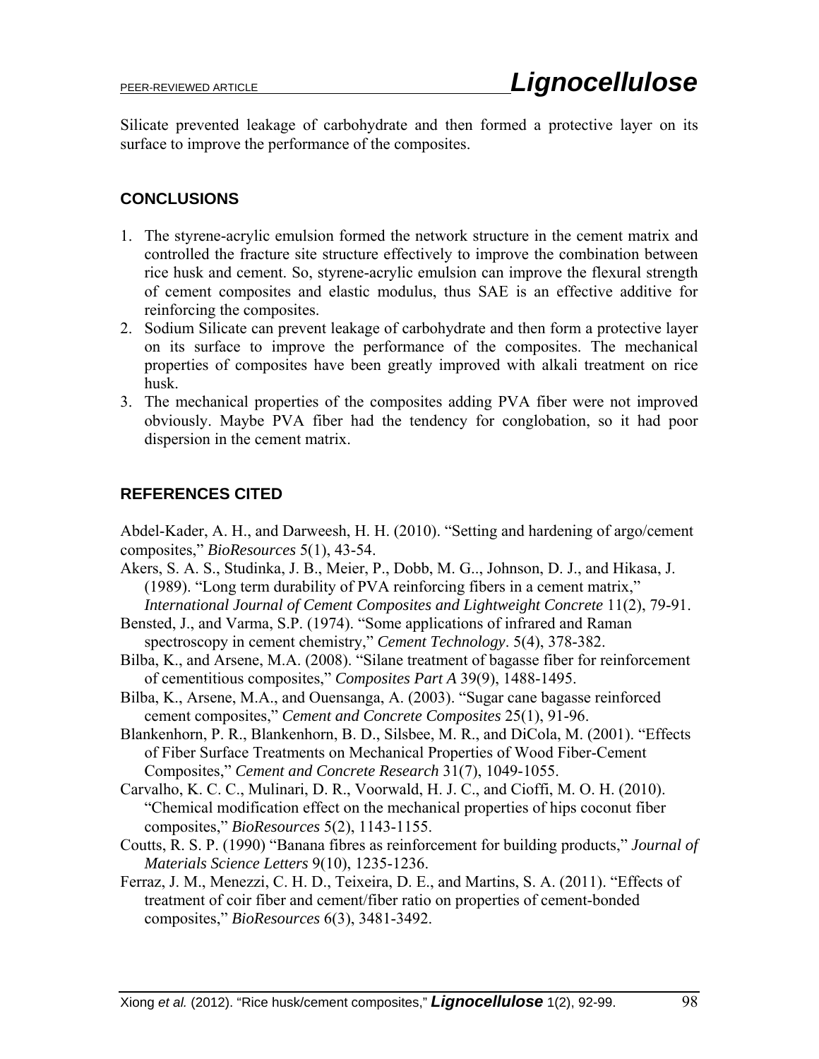Silicate prevented leakage of carbohydrate and then formed a protective layer on its surface to improve the performance of the composites.

## CONCLUSIONS

1. The styrene-acrylic emulsion formed the network structure in the cement matrix and controlled the fracture site structure effectively to improve the combination between rice husk and cement. So, styrene-acrylic emulsion can improve the flexural strength of cement composites and elastic modulus, thus SAE is an effective additive for reinforcing the composites.
2. Sodium Silicate can prevent leakage of carbohydrate and then form a protective layer on its surface to improve the performance of the composites. The mechanical properties of composites have been greatly improved with alkali treatment on rice husk.
3. The mechanical properties of the composites adding PVA fiber were not improved obviously. Maybe PVA fiber had the tendency for conglobation, so it had poor dispersion in the cement matrix.

## REFERENCES CITED

Abdel-Kader, A. H., and Darweesh, H. H. (2010). "Setting and hardening of argo/cement composites," *BioResources* 5(1), 43-54.

Akers, S. A. S., Studinka, J. B., Meier, P., Dobb, M. G.., Johnson, D. J., and Hikasa, J. (1989). "Long term durability of PVA reinforcing fibers in a cement matrix," *International Journal of Cement Composites and Lightweight Concrete* 11(2), 79-91.

Bensted, J., and Varma, S.P. (1974). "Some applications of infrared and Raman spectroscopy in cement chemistry," *Cement Technology*. 5(4), 378-382.

Bilba, K., and Arsene, M.A. (2008). "Silane treatment of bagasse fiber for reinforcement of cementitious composites," *Composites Part A* 39(9), 1488-1495.

Bilba, K., Arsene, M.A., and Ouensanga, A. (2003). "Sugar cane bagasse reinforced cement composites," *Cement and Concrete Composites* 25(1), 91-96.

Blankenhorn, P. R., Blankenhorn, B. D., Silsbee, M. R., and DiCola, M. (2001). "Effects of Fiber Surface Treatments on Mechanical Properties of Wood Fiber-Cement Composites," *Cement and Concrete Research* 31(7), 1049-1055.

Carvalho, K. C. C., Mulinari, D. R., Voorwald, H. J. C., and Cioffi, M. O. H. (2010). "Chemical modification effect on the mechanical properties of hips coconut fiber composites," *BioResources* 5(2), 1143-1155.

Coutts, R. S. P. (1990) "Banana fibres as reinforcement for building products," *Journal of Materials Science Letters* 9(10), 1235-1236.

Ferraz, J. M., Menezzi, C. H. D., Teixeira, D. E., and Martins, S. A. (2011). "Effects of treatment of coir fiber and cement/fiber ratio on properties of cement-bonded composites," *BioResources* 6(3), 3481-3492.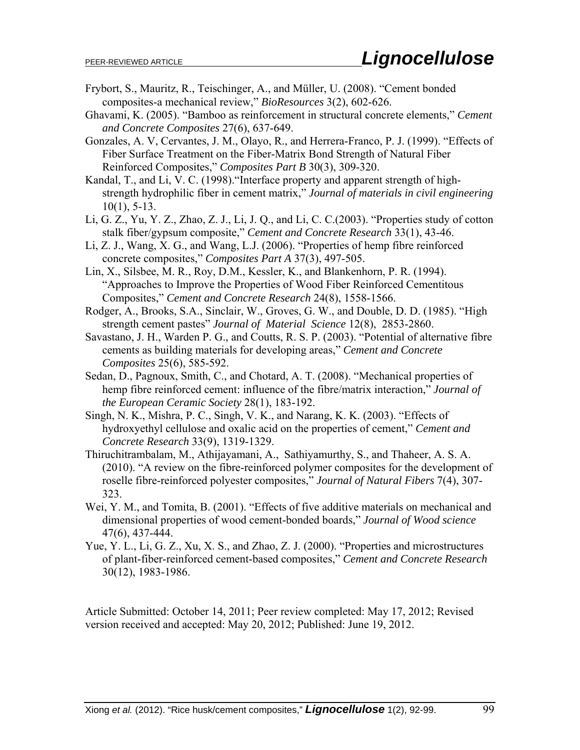Frybort, S., Mauritz, R., Teischinger, A., and Müller, U. (2008). "Cement bonded composites-a mechanical review," *BioResources* 3(2), 602-626.

Ghavami, K. (2005). "Bamboo as reinforcement in structural concrete elements," *Cement and Concrete Composites* 27(6), 637-649.

Gonzales, A. V, Cervantes, J. M., Olayo, R., and Herrera-Franco, P. J. (1999). "Effects of Fiber Surface Treatment on the Fiber-Matrix Bond Strength of Natural Fiber Reinforced Composites," *Composites Part B* 30(3), 309-320.

Kandal, T., and Li, V. C. (1998)."Interface property and apparent strength of high-strength hydrophilic fiber in cement matrix," *Journal of materials in civil engineering* 10(1), 5-13.

Li, G. Z., Yu, Y. Z., Zhao, Z. J., Li, J. Q., and Li, C. C.(2003). "Properties study of cotton stalk fiber/gypsum composite," *Cement and Concrete Research* 33(1), 43-46.

Li, Z. J., Wang, X. G., and Wang, L.J. (2006). "Properties of hemp fibre reinforced concrete composites," *Composites Part A* 37(3), 497-505.

Lin, X., Silsbee, M. R., Roy, D.M., Kessler, K., and Blankenhorn, P. R. (1994). "Approaches to Improve the Properties of Wood Fiber Reinforced Cementitous Composites," *Cement and Concrete Research* 24(8), 1558-1566.

Rodger, A., Brooks, S.A., Sinclair, W., Groves, G. W., and Double, D. D. (1985). "High strength cement pastes" *Journal of Material Science* 12(8), 2853-2860.

Savastano, J. H., Warden P. G., and Coutts, R. S. P. (2003). "Potential of alternative fibre cements as building materials for developing areas," *Cement and Concrete Composites* 25(6), 585-592.

Sedan, D., Pagnoux, Smith, C., and Chotard, A. T. (2008). "Mechanical properties of hemp fibre reinforced cement: influence of the fibre/matrix interaction," *Journal of the European Ceramic Society* 28(1), 183-192.

Singh, N. K., Mishra, P. C., Singh, V. K., and Narang, K. K. (2003). "Effects of hydroxyethyl cellulose and oxalic acid on the properties of cement," *Cement and Concrete Research* 33(9), 1319-1329.

Thiruchitrambalam, M., Athijayamani, A., Sathiyamurthy, S., and Thaheer, A. S. A. (2010). "A review on the fibre-reinforced polymer composites for the development of roselle fibre-reinforced polyester composites," *Journal of Natural Fibers* 7(4), 307-323.

Wei, Y. M., and Tomita, B. (2001). "Effects of five additive materials on mechanical and dimensional properties of wood cement-bonded boards," *Journal of Wood science* 47(6), 437-444.

Yue, Y. L., Li, G. Z., Xu, X. S., and Zhao, Z. J. (2000). "Properties and microstructures of plant-fiber-reinforced cement-based composites," *Cement and Concrete Research* 30(12), 1983-1986.

Article Submitted: October 14, 2011; Peer review completed: May 17, 2012; Revised version received and accepted: May 20, 2012; Published: June 19, 2012.